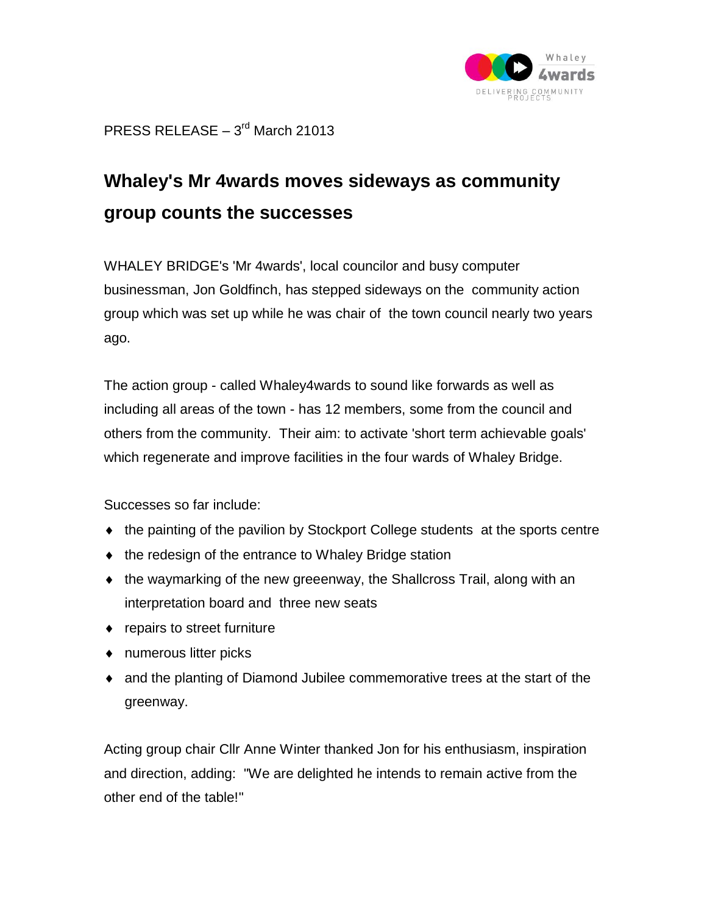Whaley
4wards
DELIVERING COMMUNITY PROJECTS

PRESS RELEASE – 3rd March 21013

# Whaley's Mr 4wards moves sideways as community group counts the successes

WHALEY BRIDGE's 'Mr 4wards', local councilor and busy computer businessman, Jon Goldfinch, has stepped sideways on the community action group which was set up while he was chair of the town council nearly two years ago.

The action group - called Whaley4wards to sound like forwards as well as including all areas of the town - has 12 members, some from the council and others from the community. Their aim: to activate 'short term achievable goals' which regenerate and improve facilities in the four wards of Whaley Bridge.

Successes so far include:

- the painting of the pavilion by Stockport College students at the sports centre
- the redesign of the entrance to Whaley Bridge station
- the waymarking of the new greeenway, the Shallcross Trail, along with an interpretation board and three new seats
- repairs to street furniture
- numerous litter picks
- and the planting of Diamond Jubilee commemorative trees at the start of the greenway.

Acting group chair Cllr Anne Winter thanked Jon for his enthusiasm, inspiration and direction, adding: "We are delighted he intends to remain active from the other end of the table!"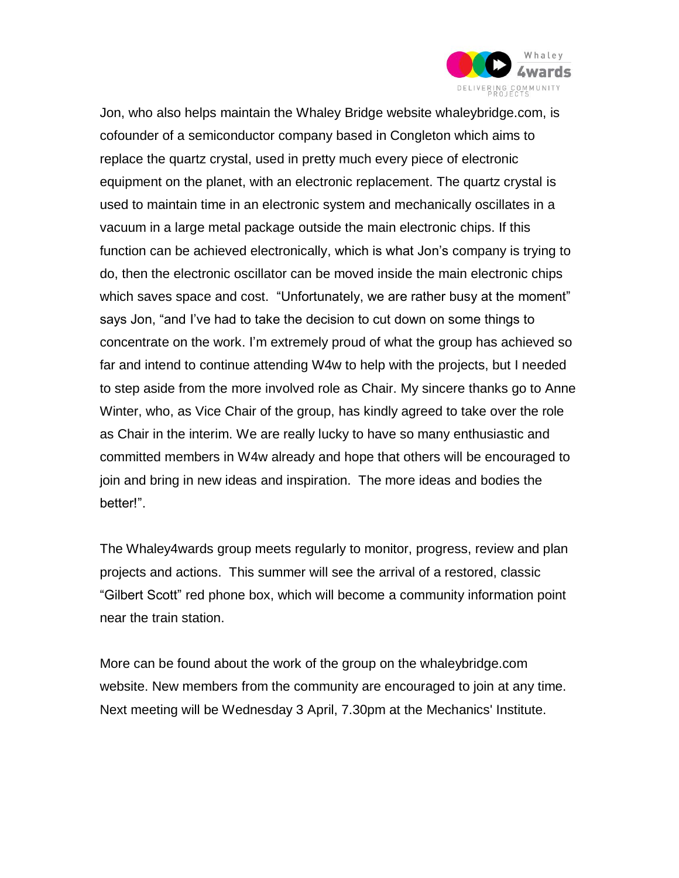Jon, who also helps maintain the Whaley Bridge website whaleybridge.com, is cofounder of a semiconductor company based in Congleton which aims to replace the quartz crystal, used in pretty much every piece of electronic equipment on the planet, with an electronic replacement. The quartz crystal is used to maintain time in an electronic system and mechanically oscillates in a vacuum in a large metal package outside the main electronic chips. If this function can be achieved electronically, which is what Jon's company is trying to do, then the electronic oscillator can be moved inside the main electronic chips which saves space and cost. "Unfortunately, we are rather busy at the moment" says Jon, "and I've had to take the decision to cut down on some things to concentrate on the work. I'm extremely proud of what the group has achieved so far and intend to continue attending W4w to help with the projects, but I needed to step aside from the more involved role as Chair. My sincere thanks go to Anne Winter, who, as Vice Chair of the group, has kindly agreed to take over the role as Chair in the interim. We are really lucky to have so many enthusiastic and committed members in W4w already and hope that others will be encouraged to join and bring in new ideas and inspiration. The more ideas and bodies the better!".

The Whaley4wards group meets regularly to monitor, progress, review and plan projects and actions. This summer will see the arrival of a restored, classic "Gilbert Scott" red phone box, which will become a community information point near the train station.

More can be found about the work of the group on the whaleybridge.com website. New members from the community are encouraged to join at any time. Next meeting will be Wednesday 3 April, 7.30pm at the Mechanics' Institute.